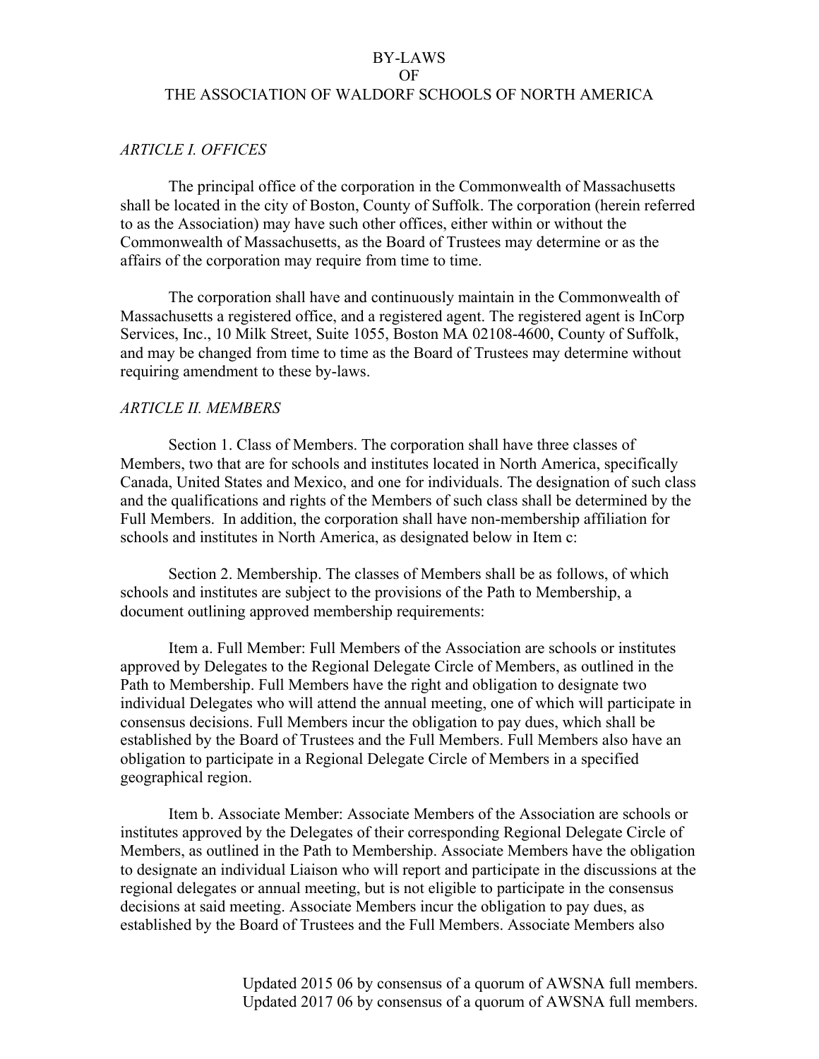# BY-LAWS
# OF
# THE ASSOCIATION OF WALDORF SCHOOLS OF NORTH AMERICA

### *ARTICLE I. OFFICES*

The principal office of the corporation in the Commonwealth of Massachusetts shall be located in the city of Boston, County of Suffolk. The corporation (herein referred to as the Association) may have such other offices, either within or without the Commonwealth of Massachusetts, as the Board of Trustees may determine or as the affairs of the corporation may require from time to time.

The corporation shall have and continuously maintain in the Commonwealth of Massachusetts a registered office, and a registered agent. The registered agent is InCorp Services, Inc., 10 Milk Street, Suite 1055, Boston MA 02108-4600, County of Suffolk, and may be changed from time to time as the Board of Trustees may determine without requiring amendment to these by-laws.

### *ARTICLE II. MEMBERS*

Section 1. Class of Members. The corporation shall have three classes of Members, two that are for schools and institutes located in North America, specifically Canada, United States and Mexico, and one for individuals. The designation of such class and the qualifications and rights of the Members of such class shall be determined by the Full Members. In addition, the corporation shall have non-membership affiliation for schools and institutes in North America, as designated below in Item c:

Section 2. Membership. The classes of Members shall be as follows, of which schools and institutes are subject to the provisions of the Path to Membership, a document outlining approved membership requirements:

Item a. Full Member: Full Members of the Association are schools or institutes approved by Delegates to the Regional Delegate Circle of Members, as outlined in the Path to Membership. Full Members have the right and obligation to designate two individual Delegates who will attend the annual meeting, one of which will participate in consensus decisions. Full Members incur the obligation to pay dues, which shall be established by the Board of Trustees and the Full Members. Full Members also have an obligation to participate in a Regional Delegate Circle of Members in a specified geographical region.

Item b. Associate Member: Associate Members of the Association are schools or institutes approved by the Delegates of their corresponding Regional Delegate Circle of Members, as outlined in the Path to Membership. Associate Members have the obligation to designate an individual Liaison who will report and participate in the discussions at the regional delegates or annual meeting, but is not eligible to participate in the consensus decisions at said meeting. Associate Members incur the obligation to pay dues, as established by the Board of Trustees and the Full Members. Associate Members also

Updated 2015 06 by consensus of a quorum of AWSNA full members.
Updated 2017 06 by consensus of a quorum of AWSNA full members.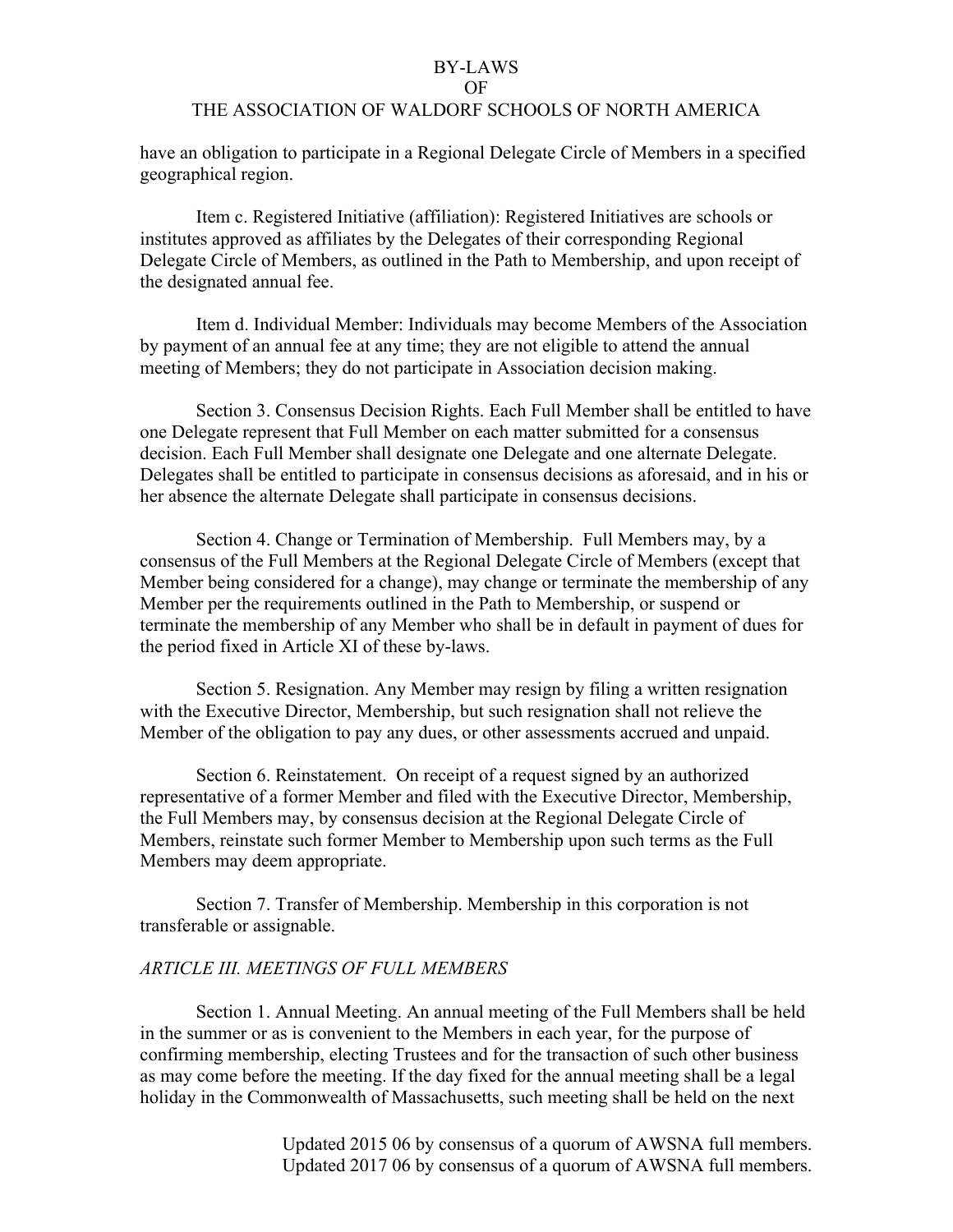have an obligation to participate in a Regional Delegate Circle of Members in a specified geographical region.

Item c. Registered Initiative (affiliation): Registered Initiatives are schools or institutes approved as affiliates by the Delegates of their corresponding Regional Delegate Circle of Members, as outlined in the Path to Membership, and upon receipt of the designated annual fee.

Item d. Individual Member: Individuals may become Members of the Association by payment of an annual fee at any time; they are not eligible to attend the annual meeting of Members; they do not participate in Association decision making.

Section 3. Consensus Decision Rights. Each Full Member shall be entitled to have one Delegate represent that Full Member on each matter submitted for a consensus decision. Each Full Member shall designate one Delegate and one alternate Delegate. Delegates shall be entitled to participate in consensus decisions as aforesaid, and in his or her absence the alternate Delegate shall participate in consensus decisions.

Section 4. Change or Termination of Membership. Full Members may, by a consensus of the Full Members at the Regional Delegate Circle of Members (except that Member being considered for a change), may change or terminate the membership of any Member per the requirements outlined in the Path to Membership, or suspend or terminate the membership of any Member who shall be in default in payment of dues for the period fixed in Article XI of these by-laws.

Section 5. Resignation. Any Member may resign by filing a written resignation with the Executive Director, Membership, but such resignation shall not relieve the Member of the obligation to pay any dues, or other assessments accrued and unpaid.

Section 6. Reinstatement. On receipt of a request signed by an authorized representative of a former Member and filed with the Executive Director, Membership, the Full Members may, by consensus decision at the Regional Delegate Circle of Members, reinstate such former Member to Membership upon such terms as the Full Members may deem appropriate.

Section 7. Transfer of Membership. Membership in this corporation is not transferable or assignable.

## *ARTICLE III. MEETINGS OF FULL MEMBERS*

Section 1. Annual Meeting. An annual meeting of the Full Members shall be held in the summer or as is convenient to the Members in each year, for the purpose of confirming membership, electing Trustees and for the transaction of such other business as may come before the meeting. If the day fixed for the annual meeting shall be a legal holiday in the Commonwealth of Massachusetts, such meeting shall be held on the next

Updated 2015 06 by consensus of a quorum of AWSNA full members.
Updated 2017 06 by consensus of a quorum of AWSNA full members.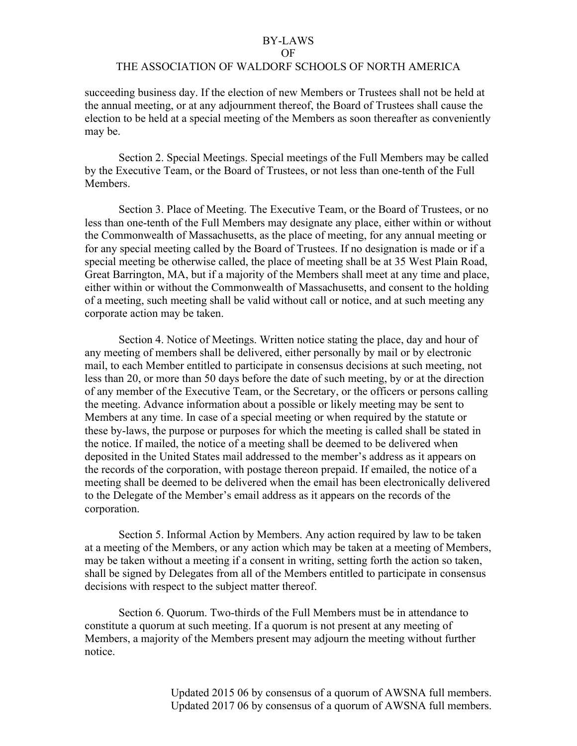succeeding business day. If the election of new Members or Trustees shall not be held at the annual meeting, or at any adjournment thereof, the Board of Trustees shall cause the election to be held at a special meeting of the Members as soon thereafter as conveniently may be.

Section 2. Special Meetings. Special meetings of the Full Members may be called by the Executive Team, or the Board of Trustees, or not less than one-tenth of the Full Members.

Section 3. Place of Meeting. The Executive Team, or the Board of Trustees, or no less than one-tenth of the Full Members may designate any place, either within or without the Commonwealth of Massachusetts, as the place of meeting, for any annual meeting or for any special meeting called by the Board of Trustees. If no designation is made or if a special meeting be otherwise called, the place of meeting shall be at 35 West Plain Road, Great Barrington, MA, but if a majority of the Members shall meet at any time and place, either within or without the Commonwealth of Massachusetts, and consent to the holding of a meeting, such meeting shall be valid without call or notice, and at such meeting any corporate action may be taken.

Section 4. Notice of Meetings. Written notice stating the place, day and hour of any meeting of members shall be delivered, either personally by mail or by electronic mail, to each Member entitled to participate in consensus decisions at such meeting, not less than 20, or more than 50 days before the date of such meeting, by or at the direction of any member of the Executive Team, or the Secretary, or the officers or persons calling the meeting. Advance information about a possible or likely meeting may be sent to Members at any time. In case of a special meeting or when required by the statute or these by-laws, the purpose or purposes for which the meeting is called shall be stated in the notice. If mailed, the notice of a meeting shall be deemed to be delivered when deposited in the United States mail addressed to the member's address as it appears on the records of the corporation, with postage thereon prepaid. If emailed, the notice of a meeting shall be deemed to be delivered when the email has been electronically delivered to the Delegate of the Member's email address as it appears on the records of the corporation.

Section 5. Informal Action by Members. Any action required by law to be taken at a meeting of the Members, or any action which may be taken at a meeting of Members, may be taken without a meeting if a consent in writing, setting forth the action so taken, shall be signed by Delegates from all of the Members entitled to participate in consensus decisions with respect to the subject matter thereof.

Section 6. Quorum. Two-thirds of the Full Members must be in attendance to constitute a quorum at such meeting. If a quorum is not present at any meeting of Members, a majority of the Members present may adjourn the meeting without further notice.

Updated 2015 06 by consensus of a quorum of AWSNA full members.
Updated 2017 06 by consensus of a quorum of AWSNA full members.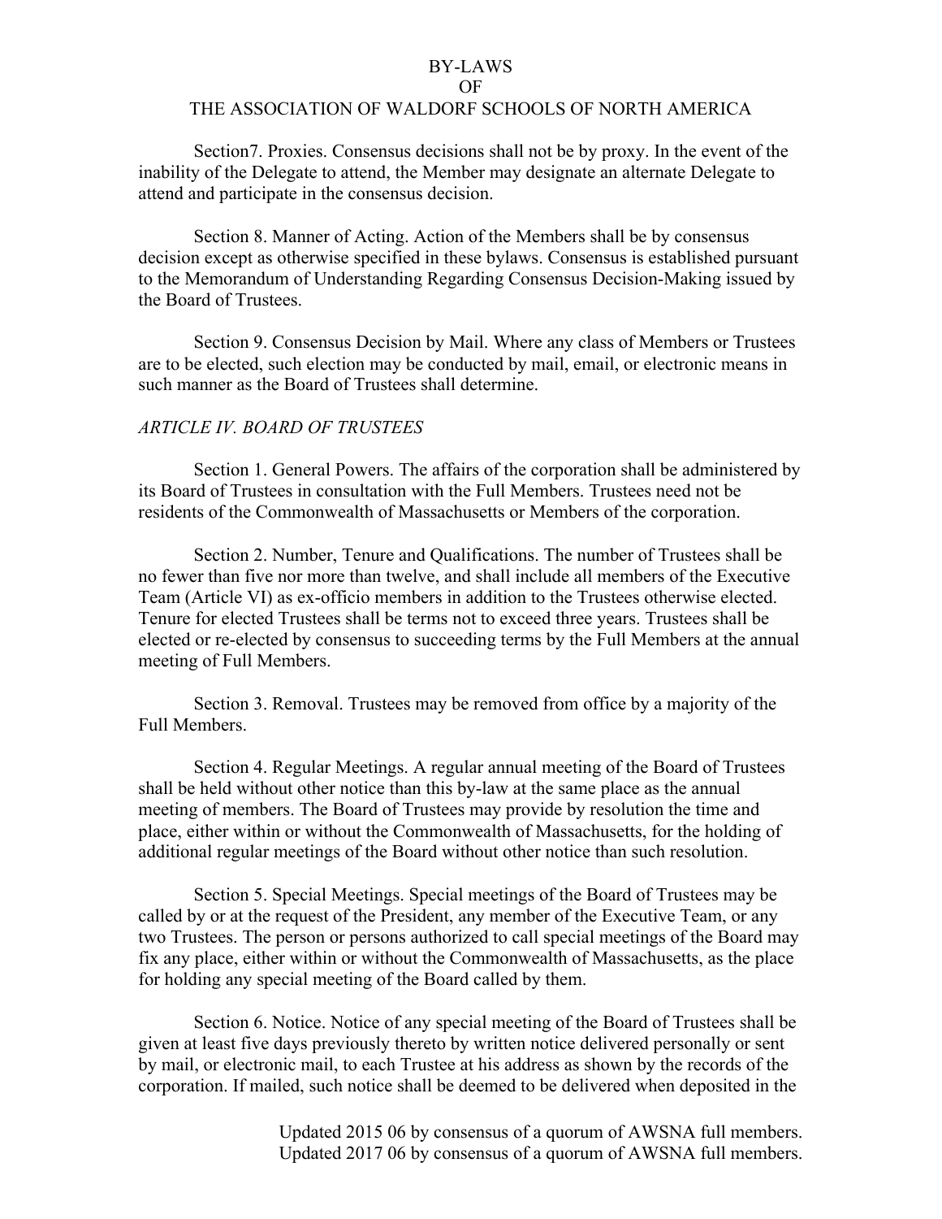Section7. Proxies. Consensus decisions shall not be by proxy. In the event of the inability of the Delegate to attend, the Member may designate an alternate Delegate to attend and participate in the consensus decision.

Section 8. Manner of Acting. Action of the Members shall be by consensus decision except as otherwise specified in these bylaws. Consensus is established pursuant to the Memorandum of Understanding Regarding Consensus Decision-Making issued by the Board of Trustees.

Section 9. Consensus Decision by Mail. Where any class of Members or Trustees are to be elected, such election may be conducted by mail, email, or electronic means in such manner as the Board of Trustees shall determine.

## *ARTICLE IV. BOARD OF TRUSTEES*

Section 1. General Powers. The affairs of the corporation shall be administered by its Board of Trustees in consultation with the Full Members. Trustees need not be residents of the Commonwealth of Massachusetts or Members of the corporation.

Section 2. Number, Tenure and Qualifications. The number of Trustees shall be no fewer than five nor more than twelve, and shall include all members of the Executive Team (Article VI) as ex-officio members in addition to the Trustees otherwise elected. Tenure for elected Trustees shall be terms not to exceed three years. Trustees shall be elected or re-elected by consensus to succeeding terms by the Full Members at the annual meeting of Full Members.

Section 3. Removal. Trustees may be removed from office by a majority of the Full Members.

Section 4. Regular Meetings. A regular annual meeting of the Board of Trustees shall be held without other notice than this by-law at the same place as the annual meeting of members. The Board of Trustees may provide by resolution the time and place, either within or without the Commonwealth of Massachusetts, for the holding of additional regular meetings of the Board without other notice than such resolution.

Section 5. Special Meetings. Special meetings of the Board of Trustees may be called by or at the request of the President, any member of the Executive Team, or any two Trustees. The person or persons authorized to call special meetings of the Board may fix any place, either within or without the Commonwealth of Massachusetts, as the place for holding any special meeting of the Board called by them.

Section 6. Notice. Notice of any special meeting of the Board of Trustees shall be given at least five days previously thereto by written notice delivered personally or sent by mail, or electronic mail, to each Trustee at his address as shown by the records of the corporation. If mailed, such notice shall be deemed to be delivered when deposited in the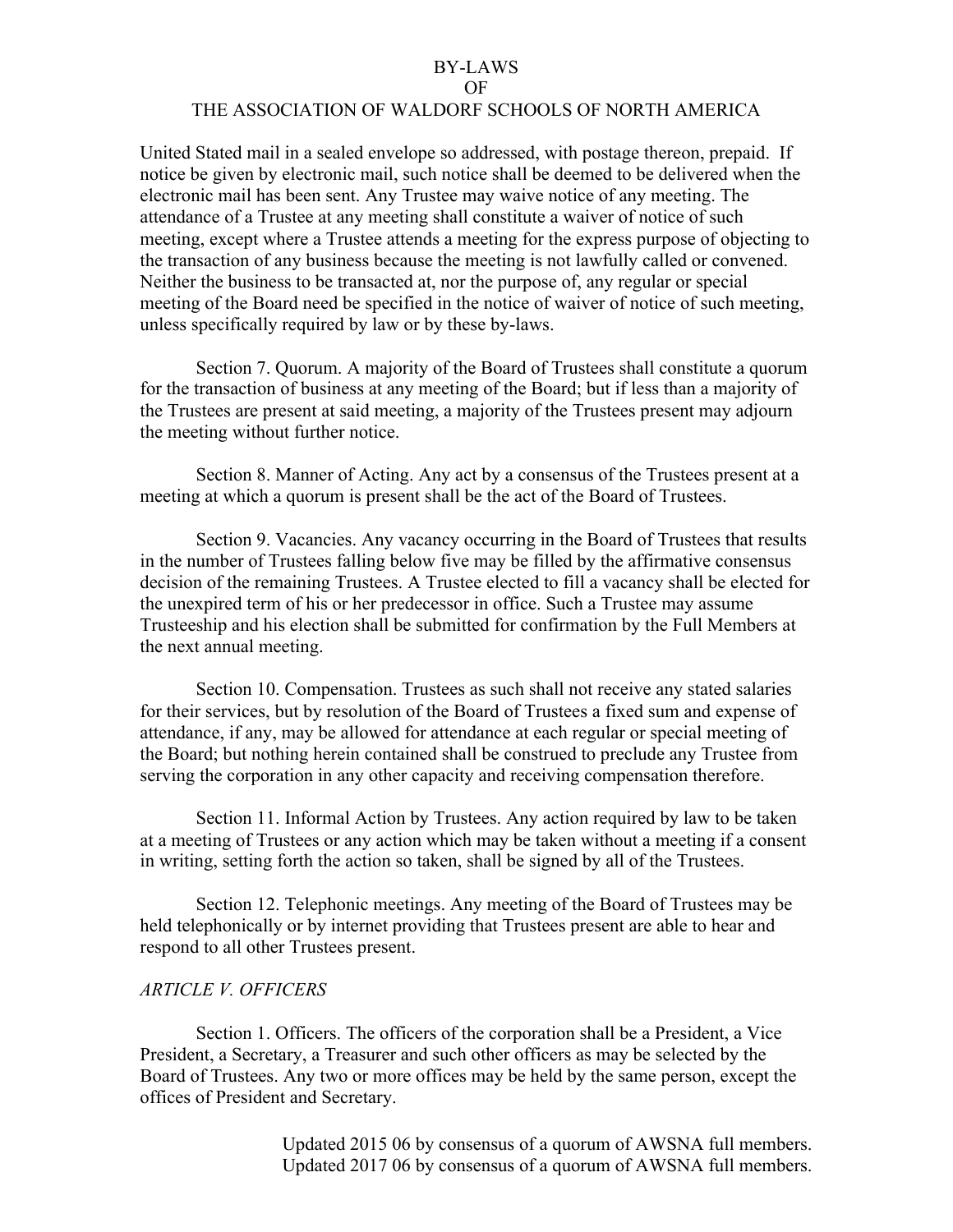United Stated mail in a sealed envelope so addressed, with postage thereon, prepaid. If notice be given by electronic mail, such notice shall be deemed to be delivered when the electronic mail has been sent. Any Trustee may waive notice of any meeting. The attendance of a Trustee at any meeting shall constitute a waiver of notice of such meeting, except where a Trustee attends a meeting for the express purpose of objecting to the transaction of any business because the meeting is not lawfully called or convened. Neither the business to be transacted at, nor the purpose of, any regular or special meeting of the Board need be specified in the notice of waiver of notice of such meeting, unless specifically required by law or by these by-laws.

Section 7. Quorum. A majority of the Board of Trustees shall constitute a quorum for the transaction of business at any meeting of the Board; but if less than a majority of the Trustees are present at said meeting, a majority of the Trustees present may adjourn the meeting without further notice.

Section 8. Manner of Acting. Any act by a consensus of the Trustees present at a meeting at which a quorum is present shall be the act of the Board of Trustees.

Section 9. Vacancies. Any vacancy occurring in the Board of Trustees that results in the number of Trustees falling below five may be filled by the affirmative consensus decision of the remaining Trustees. A Trustee elected to fill a vacancy shall be elected for the unexpired term of his or her predecessor in office. Such a Trustee may assume Trusteeship and his election shall be submitted for confirmation by the Full Members at the next annual meeting.

Section 10. Compensation. Trustees as such shall not receive any stated salaries for their services, but by resolution of the Board of Trustees a fixed sum and expense of attendance, if any, may be allowed for attendance at each regular or special meeting of the Board; but nothing herein contained shall be construed to preclude any Trustee from serving the corporation in any other capacity and receiving compensation therefore.

Section 11. Informal Action by Trustees. Any action required by law to be taken at a meeting of Trustees or any action which may be taken without a meeting if a consent in writing, setting forth the action so taken, shall be signed by all of the Trustees.

Section 12. Telephonic meetings. Any meeting of the Board of Trustees may be held telephonically or by internet providing that Trustees present are able to hear and respond to all other Trustees present.

*ARTICLE V. OFFICERS*

Section 1. Officers. The officers of the corporation shall be a President, a Vice President, a Secretary, a Treasurer and such other officers as may be selected by the Board of Trustees. Any two or more offices may be held by the same person, except the offices of President and Secretary.

Updated 2015 06 by consensus of a quorum of AWSNA full members.
Updated 2017 06 by consensus of a quorum of AWSNA full members.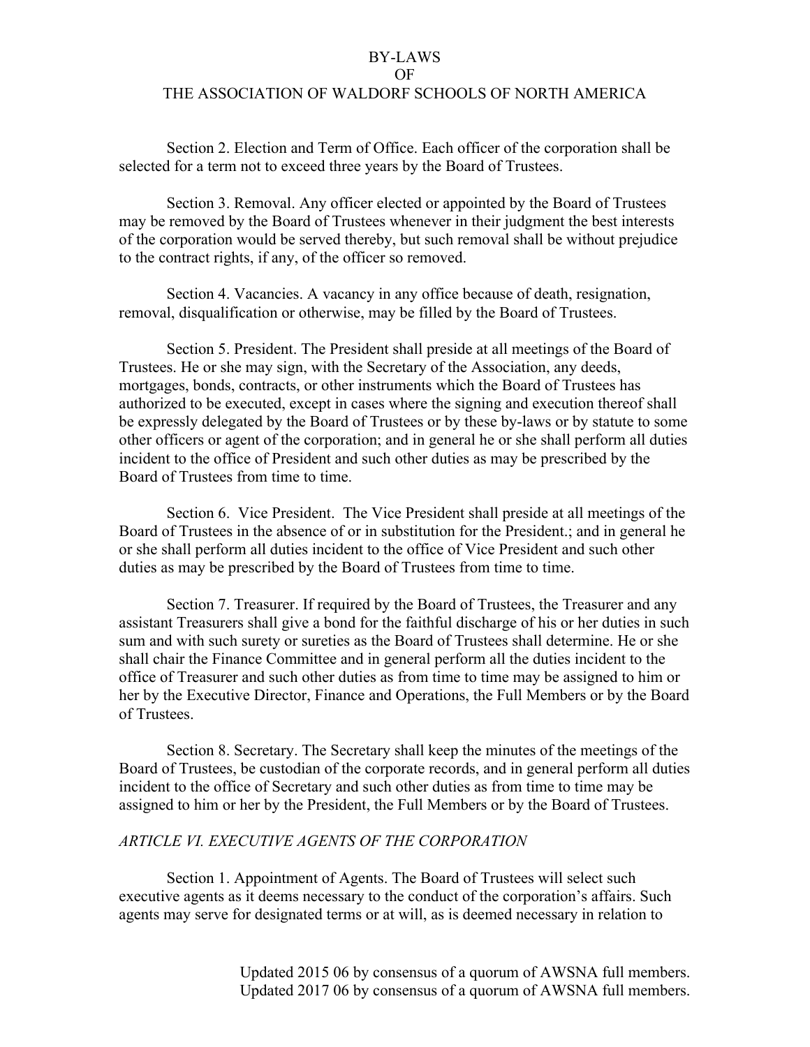Section 2. Election and Term of Office. Each officer of the corporation shall be selected for a term not to exceed three years by the Board of Trustees.

Section 3. Removal. Any officer elected or appointed by the Board of Trustees may be removed by the Board of Trustees whenever in their judgment the best interests of the corporation would be served thereby, but such removal shall be without prejudice to the contract rights, if any, of the officer so removed.

Section 4. Vacancies. A vacancy in any office because of death, resignation, removal, disqualification or otherwise, may be filled by the Board of Trustees.

Section 5. President. The President shall preside at all meetings of the Board of Trustees. He or she may sign, with the Secretary of the Association, any deeds, mortgages, bonds, contracts, or other instruments which the Board of Trustees has authorized to be executed, except in cases where the signing and execution thereof shall be expressly delegated by the Board of Trustees or by these by-laws or by statute to some other officers or agent of the corporation; and in general he or she shall perform all duties incident to the office of President and such other duties as may be prescribed by the Board of Trustees from time to time.

Section 6. Vice President. The Vice President shall preside at all meetings of the Board of Trustees in the absence of or in substitution for the President.; and in general he or she shall perform all duties incident to the office of Vice President and such other duties as may be prescribed by the Board of Trustees from time to time.

Section 7. Treasurer. If required by the Board of Trustees, the Treasurer and any assistant Treasurers shall give a bond for the faithful discharge of his or her duties in such sum and with such surety or sureties as the Board of Trustees shall determine. He or she shall chair the Finance Committee and in general perform all the duties incident to the office of Treasurer and such other duties as from time to time may be assigned to him or her by the Executive Director, Finance and Operations, the Full Members or by the Board of Trustees.

Section 8. Secretary. The Secretary shall keep the minutes of the meetings of the Board of Trustees, be custodian of the corporate records, and in general perform all duties incident to the office of Secretary and such other duties as from time to time may be assigned to him or her by the President, the Full Members or by the Board of Trustees.

*ARTICLE VI. EXECUTIVE AGENTS OF THE CORPORATION*

Section 1. Appointment of Agents. The Board of Trustees will select such executive agents as it deems necessary to the conduct of the corporation's affairs. Such agents may serve for designated terms or at will, as is deemed necessary in relation to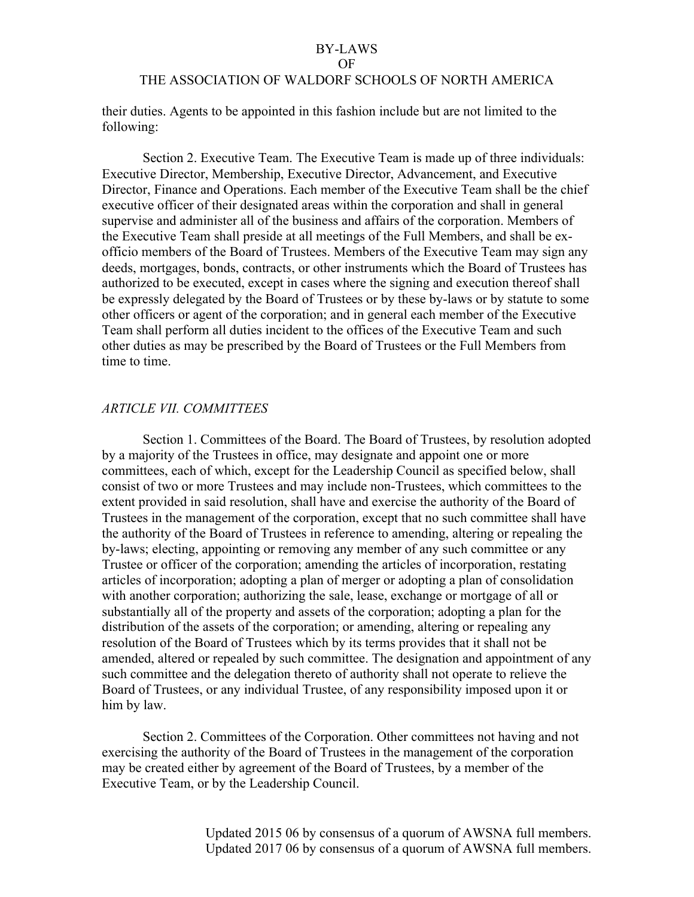their duties. Agents to be appointed in this fashion include but are not limited to the following:

Section 2. Executive Team. The Executive Team is made up of three individuals: Executive Director, Membership, Executive Director, Advancement, and Executive Director, Finance and Operations. Each member of the Executive Team shall be the chief executive officer of their designated areas within the corporation and shall in general supervise and administer all of the business and affairs of the corporation. Members of the Executive Team shall preside at all meetings of the Full Members, and shall be ex-officio members of the Board of Trustees. Members of the Executive Team may sign any deeds, mortgages, bonds, contracts, or other instruments which the Board of Trustees has authorized to be executed, except in cases where the signing and execution thereof shall be expressly delegated by the Board of Trustees or by these by-laws or by statute to some other officers or agent of the corporation; and in general each member of the Executive Team shall perform all duties incident to the offices of the Executive Team and such other duties as may be prescribed by the Board of Trustees or the Full Members from time to time.

## *ARTICLE VII. COMMITTEES*

Section 1. Committees of the Board. The Board of Trustees, by resolution adopted by a majority of the Trustees in office, may designate and appoint one or more committees, each of which, except for the Leadership Council as specified below, shall consist of two or more Trustees and may include non-Trustees, which committees to the extent provided in said resolution, shall have and exercise the authority of the Board of Trustees in the management of the corporation, except that no such committee shall have the authority of the Board of Trustees in reference to amending, altering or repealing the by-laws; electing, appointing or removing any member of any such committee or any Trustee or officer of the corporation; amending the articles of incorporation, restating articles of incorporation; adopting a plan of merger or adopting a plan of consolidation with another corporation; authorizing the sale, lease, exchange or mortgage of all or substantially all of the property and assets of the corporation; adopting a plan for the distribution of the assets of the corporation; or amending, altering or repealing any resolution of the Board of Trustees which by its terms provides that it shall not be amended, altered or repealed by such committee. The designation and appointment of any such committee and the delegation thereto of authority shall not operate to relieve the Board of Trustees, or any individual Trustee, of any responsibility imposed upon it or him by law.

Section 2. Committees of the Corporation. Other committees not having and not exercising the authority of the Board of Trustees in the management of the corporation may be created either by agreement of the Board of Trustees, by a member of the Executive Team, or by the Leadership Council.

Updated 2015 06 by consensus of a quorum of AWSNA full members.
Updated 2017 06 by consensus of a quorum of AWSNA full members.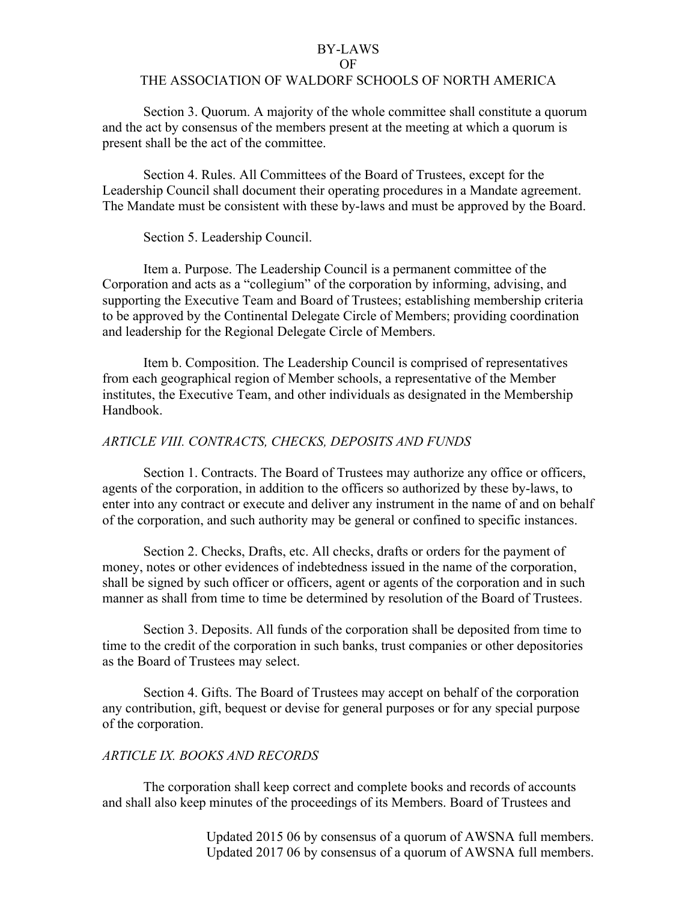Section 3. Quorum. A majority of the whole committee shall constitute a quorum and the act by consensus of the members present at the meeting at which a quorum is present shall be the act of the committee.

Section 4. Rules. All Committees of the Board of Trustees, except for the Leadership Council shall document their operating procedures in a Mandate agreement. The Mandate must be consistent with these by-laws and must be approved by the Board.

Section 5. Leadership Council.

Item a. Purpose. The Leadership Council is a permanent committee of the Corporation and acts as a "collegium" of the corporation by informing, advising, and supporting the Executive Team and Board of Trustees; establishing membership criteria to be approved by the Continental Delegate Circle of Members; providing coordination and leadership for the Regional Delegate Circle of Members.

Item b. Composition. The Leadership Council is comprised of representatives from each geographical region of Member schools, a representative of the Member institutes, the Executive Team, and other individuals as designated in the Membership Handbook.

*ARTICLE VIII. CONTRACTS, CHECKS, DEPOSITS AND FUNDS*

Section 1. Contracts. The Board of Trustees may authorize any office or officers, agents of the corporation, in addition to the officers so authorized by these by-laws, to enter into any contract or execute and deliver any instrument in the name of and on behalf of the corporation, and such authority may be general or confined to specific instances.

Section 2. Checks, Drafts, etc. All checks, drafts or orders for the payment of money, notes or other evidences of indebtedness issued in the name of the corporation, shall be signed by such officer or officers, agent or agents of the corporation and in such manner as shall from time to time be determined by resolution of the Board of Trustees.

Section 3. Deposits. All funds of the corporation shall be deposited from time to time to the credit of the corporation in such banks, trust companies or other depositories as the Board of Trustees may select.

Section 4. Gifts. The Board of Trustees may accept on behalf of the corporation any contribution, gift, bequest or devise for general purposes or for any special purpose of the corporation.

*ARTICLE IX. BOOKS AND RECORDS*

The corporation shall keep correct and complete books and records of accounts and shall also keep minutes of the proceedings of its Members. Board of Trustees and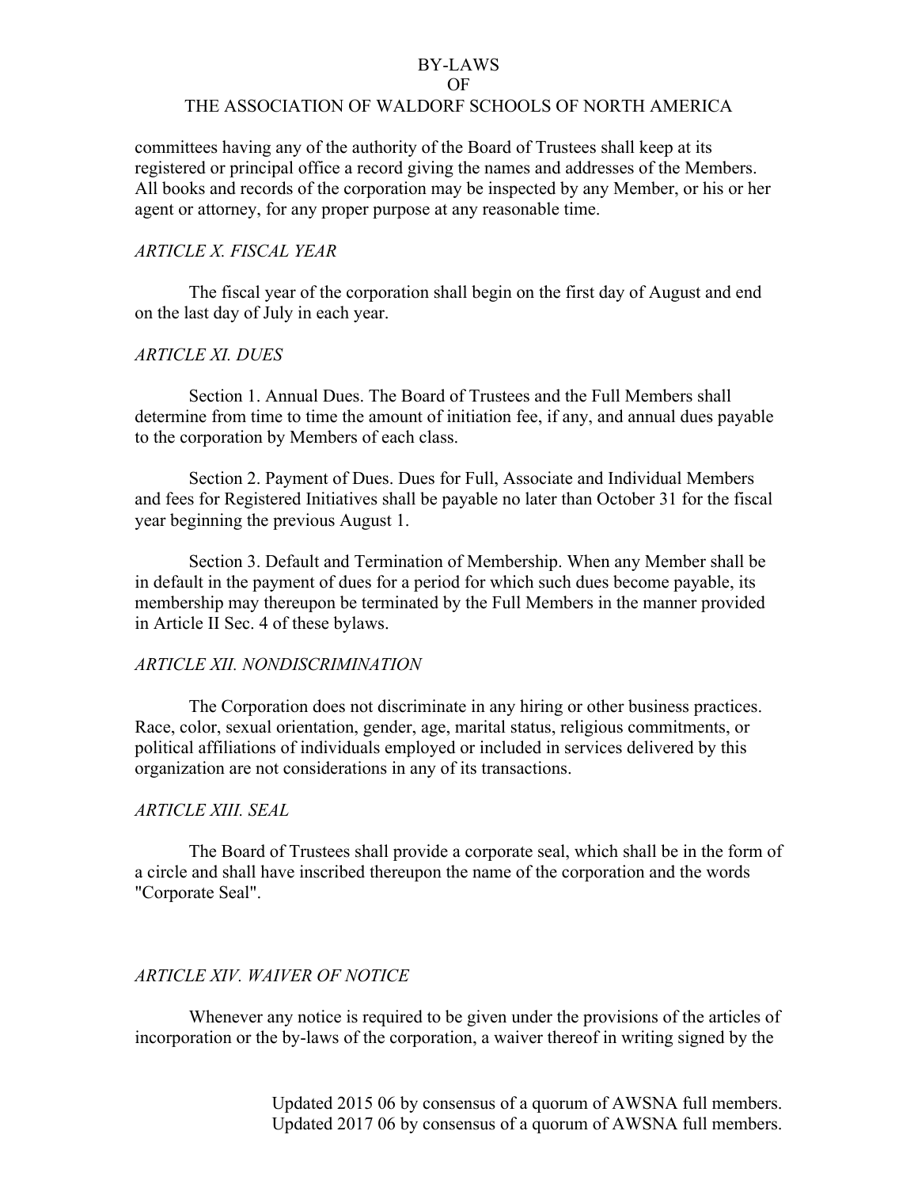committees having any of the authority of the Board of Trustees shall keep at its registered or principal office a record giving the names and addresses of the Members. All books and records of the corporation may be inspected by any Member, or his or her agent or attorney, for any proper purpose at any reasonable time.

*ARTICLE X. FISCAL YEAR*

The fiscal year of the corporation shall begin on the first day of August and end on the last day of July in each year.

*ARTICLE XI. DUES*

Section 1. Annual Dues. The Board of Trustees and the Full Members shall determine from time to time the amount of initiation fee, if any, and annual dues payable to the corporation by Members of each class.

Section 2. Payment of Dues. Dues for Full, Associate and Individual Members and fees for Registered Initiatives shall be payable no later than October 31 for the fiscal year beginning the previous August 1.

Section 3. Default and Termination of Membership. When any Member shall be in default in the payment of dues for a period for which such dues become payable, its membership may thereupon be terminated by the Full Members in the manner provided in Article II Sec. 4 of these bylaws.

*ARTICLE XII. NONDISCRIMINATION*

The Corporation does not discriminate in any hiring or other business practices. Race, color, sexual orientation, gender, age, marital status, religious commitments, or political affiliations of individuals employed or included in services delivered by this organization are not considerations in any of its transactions.

*ARTICLE XIII. SEAL*

The Board of Trustees shall provide a corporate seal, which shall be in the form of a circle and shall have inscribed thereupon the name of the corporation and the words "Corporate Seal".

*ARTICLE XIV. WAIVER OF NOTICE*

Whenever any notice is required to be given under the provisions of the articles of incorporation or the by-laws of the corporation, a waiver thereof in writing signed by the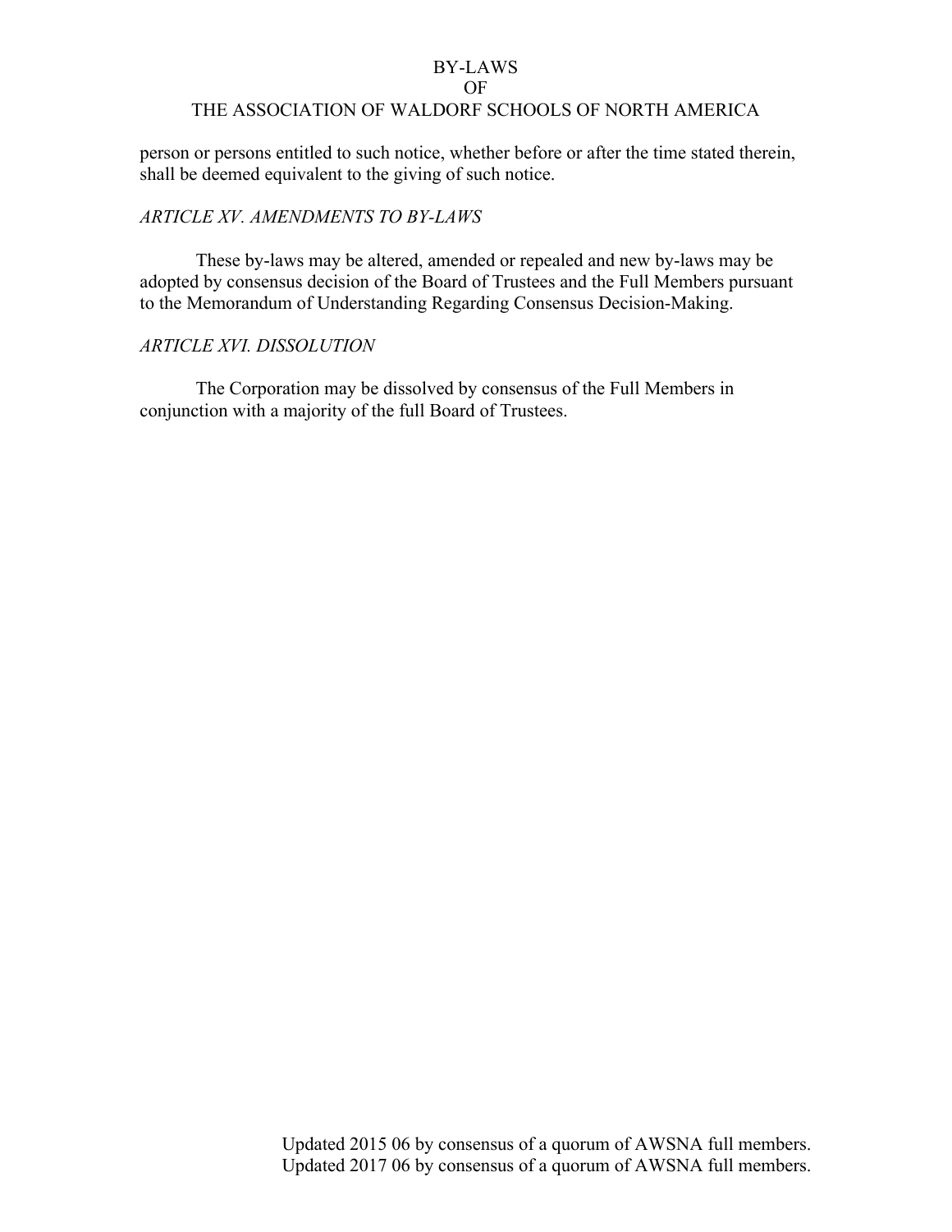person or persons entitled to such notice, whether before or after the time stated therein, shall be deemed equivalent to the giving of such notice.

*ARTICLE XV. AMENDMENTS TO BY-LAWS*

These by-laws may be altered, amended or repealed and new by-laws may be adopted by consensus decision of the Board of Trustees and the Full Members pursuant to the Memorandum of Understanding Regarding Consensus Decision-Making.

*ARTICLE XVI. DISSOLUTION*

The Corporation may be dissolved by consensus of the Full Members in conjunction with a majority of the full Board of Trustees.

Updated 2015 06 by consensus of a quorum of AWSNA full members.
Updated 2017 06 by consensus of a quorum of AWSNA full members.